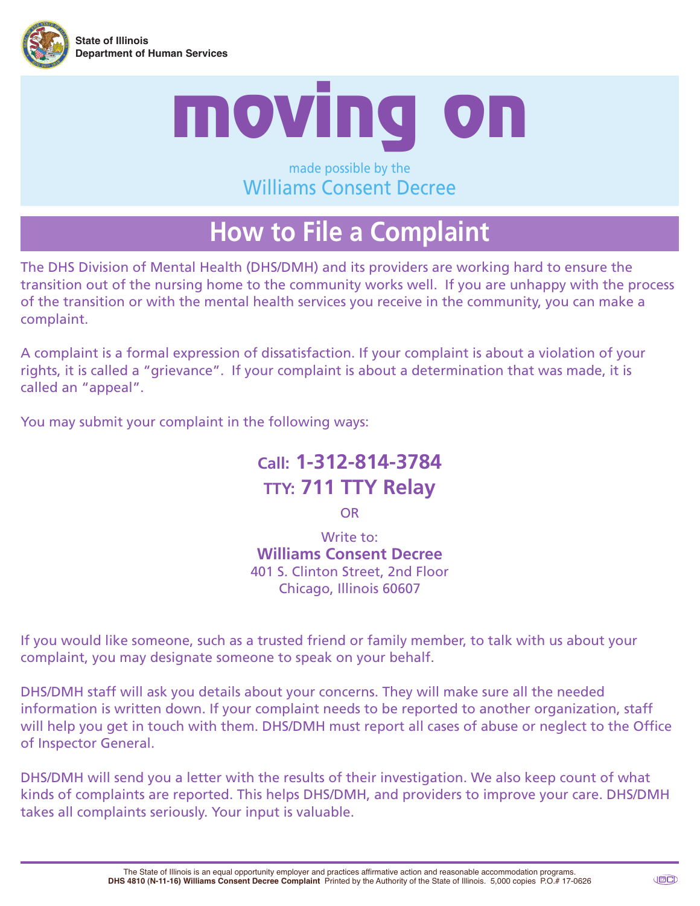State of Illinois
Department of Human Services

# moving on

made possible by the
Williams Consent Decree

## How to File a Complaint

The DHS Division of Mental Health (DHS/DMH) and its providers are working hard to ensure the transition out of the nursing home to the community works well. If you are unhappy with the process of the transition or with the mental health services you receive in the community, you can make a complaint.

A complaint is a formal expression of dissatisfaction. If your complaint is about a violation of your rights, it is called a "grievance". If your complaint is about a determination that was made, it is called an "appeal".

You may submit your complaint in the following ways:

**Call: 1-312-814-3784**
**TTY: 711 TTY Relay**

OR

Write to:
**Williams Consent Decree**
401 S. Clinton Street, 2nd Floor
Chicago, Illinois 60607

If you would like someone, such as a trusted friend or family member, to talk with us about your complaint, you may designate someone to speak on your behalf.

DHS/DMH staff will ask you details about your concerns. They will make sure all the needed information is written down. If your complaint needs to be reported to another organization, staff will help you get in touch with them. DHS/DMH must report all cases of abuse or neglect to the Office of Inspector General.

DHS/DMH will send you a letter with the results of their investigation. We also keep count of what kinds of complaints are reported. This helps DHS/DMH, and providers to improve your care. DHS/DMH takes all complaints seriously. Your input is valuable.

The State of Illinois is an equal opportunity employer and practices affirmative action and reasonable accommodation programs.
**DHS 4810 (N-11-16) Williams Consent Decree Complaint** Printed by the Authority of the State of Illinois. 5,000 copies P.O.# 17-0626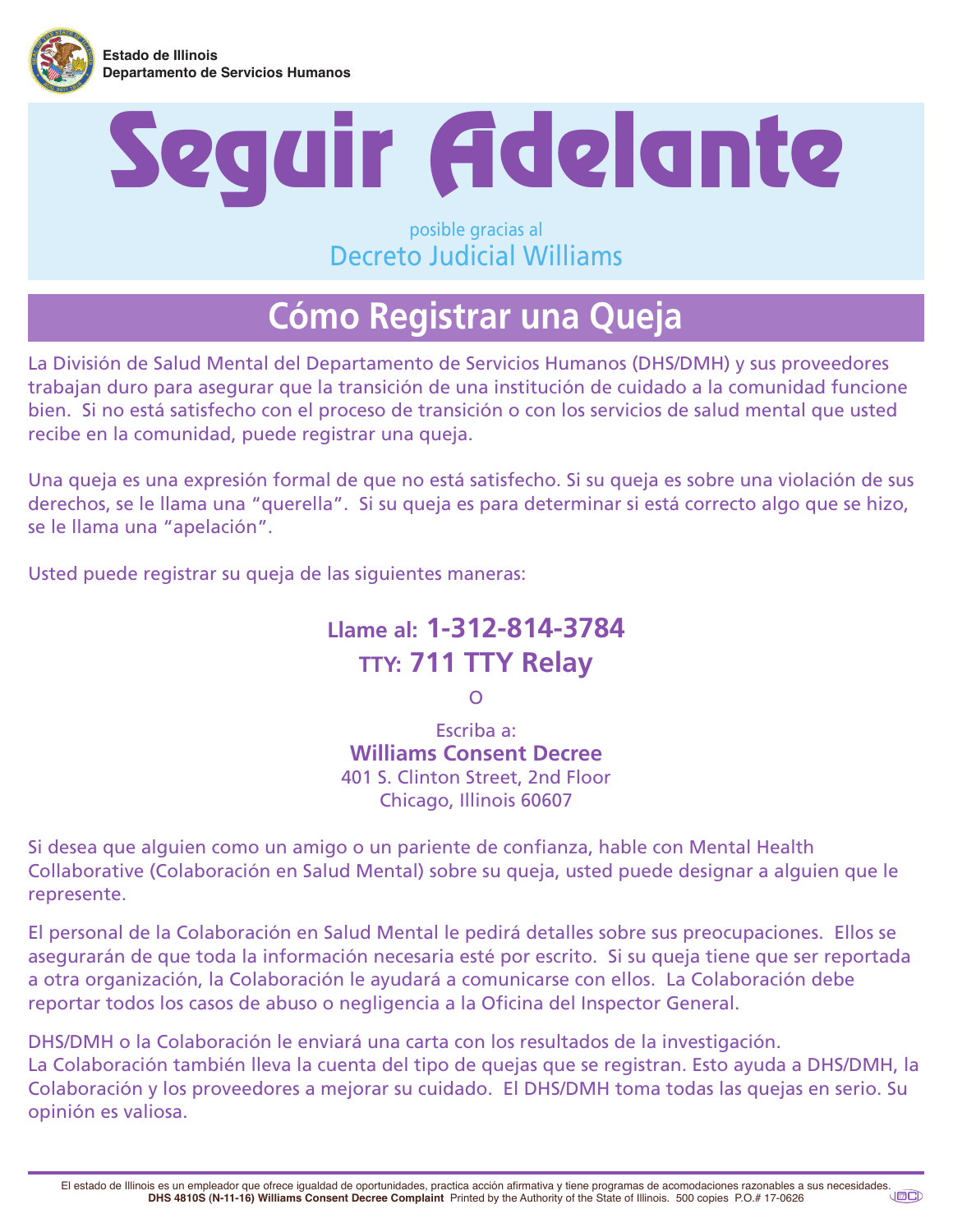Estado de Illinois
Departamento de Servicios Humanos

# Seguir Adelante

posible gracias al
Decreto Judicial Williams

## Cómo Registrar una Queja

La División de Salud Mental del Departamento de Servicios Humanos (DHS/DMH) y sus proveedores trabajan duro para asegurar que la transición de una institución de cuidado a la comunidad funcione bien. Si no está satisfecho con el proceso de transición o con los servicios de salud mental que usted recibe en la comunidad, puede registrar una queja.

Una queja es una expresión formal de que no está satisfecho. Si su queja es sobre una violación de sus derechos, se le llama una "querella". Si su queja es para determinar si está correcto algo que se hizo, se le llama una "apelación".

Usted puede registrar su queja de las siguientes maneras:

**Llame al: 1-312-814-3784**
**TTY: 711 TTY Relay**

O

Escriba a:
**Williams Consent Decree**
401 S. Clinton Street, 2nd Floor
Chicago, Illinois 60607

Si desea que alguien como un amigo o un pariente de confianza, hable con Mental Health Collaborative (Colaboración en Salud Mental) sobre su queja, usted puede designar a alguien que le represente.

El personal de la Colaboración en Salud Mental le pedirá detalles sobre sus preocupaciones. Ellos se asegurarán de que toda la información necesaria esté por escrito. Si su queja tiene que ser reportada a otra organización, la Colaboración le ayudará a comunicarse con ellos. La Colaboración debe reportar todos los casos de abuso o negligencia a la Oficina del Inspector General.

DHS/DMH o la Colaboración le enviará una carta con los resultados de la investigación. La Colaboración también lleva la cuenta del tipo de quejas que se registran. Esto ayuda a DHS/DMH, la Colaboración y los proveedores a mejorar su cuidado. El DHS/DMH toma todas las quejas en serio. Su opinión es valiosa.

El estado de Illinois es un empleador que ofrece igualdad de oportunidades, practica acción afirmativa y tiene programas de acomodaciones razonables a sus necesidades.
**DHS 4810S (N-11-16) Williams Consent Decree Complaint** Printed by the Authority of the State of Illinois. 500 copies P.O.# 17-0626